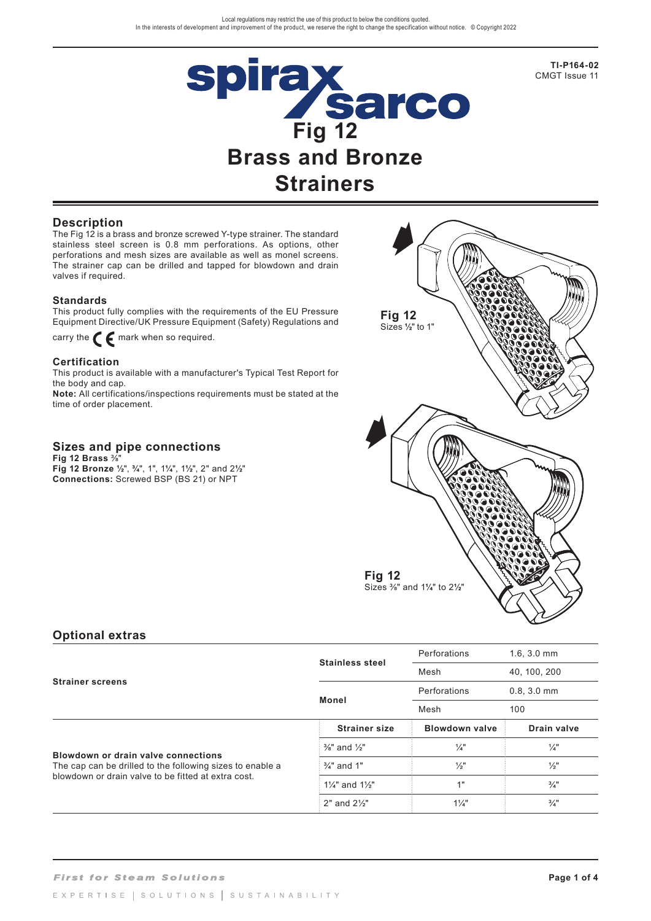Local regulations may restrict the use of this product to below the conditions quoted.
In the interests of development and improvement of the product, we reserve the right to change the specification without notice. © Copyright 2022

**TI-P164-02**
CMGT Issue 11

# Fig 12
# Brass and Bronze Strainers

## Description

The Fig 12 is a brass and bronze screwed Y-type strainer. The standard stainless steel screen is 0.8 mm perforations. As options, other perforations and mesh sizes are available as well as monel screens. The strainer cap can be drilled and tapped for blowdown and drain valves if required.

### Standards

This product fully complies with the requirements of the EU Pressure Equipment Directive/UK Pressure Equipment (Safety) Regulations and carry the CE mark when so required.

### Certification

This product is available with a manufacturer's Typical Test Report for the body and cap.
**Note:** All certifications/inspections requirements must be stated at the time of order placement.

## Sizes and pipe connections

**Fig 12 Brass** ⅜"
**Fig 12 Bronze** ½", ¾", 1", 1¼", 1½", 2" and 2½"
**Connections:** Screwed BSP (BS 21) or NPT

**Fig 12**
Sizes ½" to 1"

**Fig 12**
Sizes ⅜" and 1¼" to 2½"

## Optional extras

| | | | |
|---|---|---|---|
| **Strainer screens** | **Stainless steel** | Perforations | 1.6, 3.0 mm |
| | | Mesh | 40, 100, 200 |
| | **Monel** | Perforations | 0.8, 3.0 mm |
| | | Mesh | 100 |
| **Blowdown or drain valve connections** The cap can be drilled to the following sizes to enable a blowdown or drain valve to be fitted at extra cost. | **Strainer size** | **Blowdown valve** | **Drain valve** |
| | ⅜" and ½" | ¼" | ¼" |
| | ¾" and 1" | ½" | ½" |
| | 1¼" and 1½" | 1" | ¾" |
| | 2" and 2½" | 1¼" | ¾" |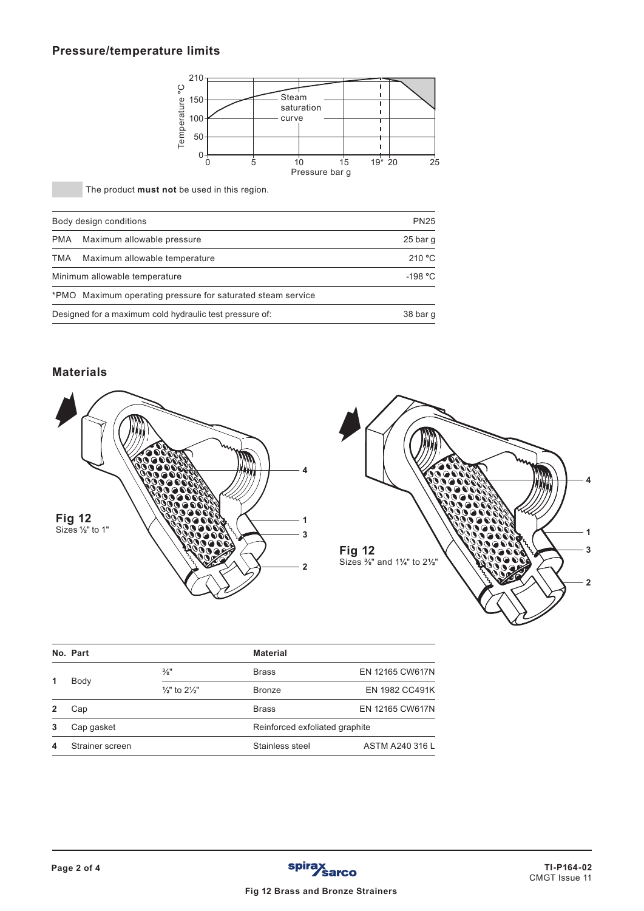## Pressure/temperature limits

The product **must not** be used in this region.

| Body design conditions | | PN25 |
|---|---|---|
| PMA | Maximum allowable pressure | 25 bar g |
| TMA | Maximum allowable temperature | 210 °C |
| Minimum allowable temperature | | -198 °C |
| *PMO | Maximum operating pressure for saturated steam service | |
| Designed for a maximum cold hydraulic test pressure of: | | 38 bar g |

## Materials

**Fig 12**
Sizes ½" to 1"

**Fig 12**
Sizes ⅜" and 1¼" to 2½"

| No. | Part | | Material | |
|---|---|---|---|---|
| 1 | Body | ⅜" | Brass | EN 12165 CW617N |
| | | ½" to 2½" | Bronze | EN 1982 CC491K |
| 2 | Cap | | Brass | EN 12165 CW617N |
| 3 | Cap gasket | | Reinforced exfoliated graphite | |
| 4 | Strainer screen | | Stainless steel | ASTM A240 316 L |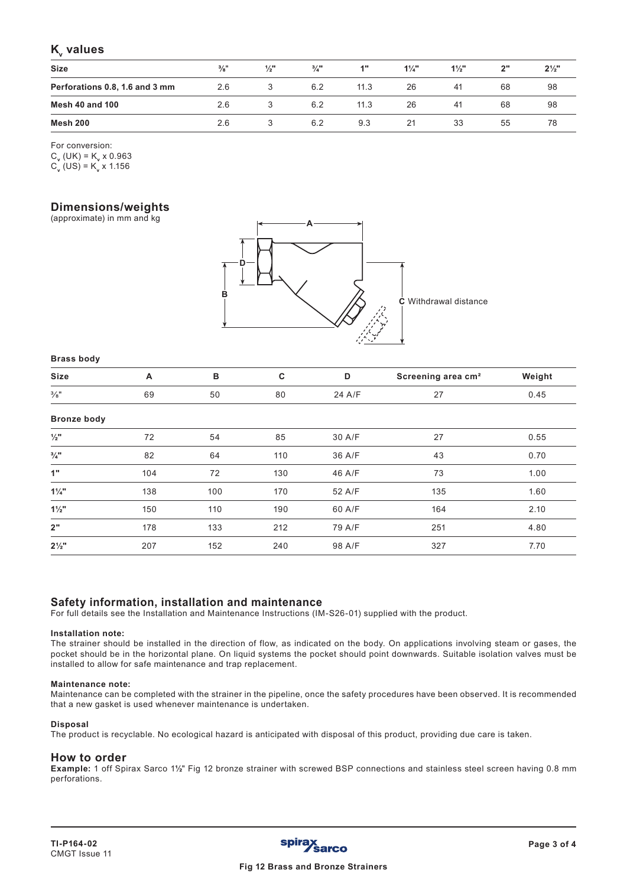## $K_v$ values

| Size | ⅜" | ½" | ¾" | 1" | 1¼" | 1½" | 2" | 2½" |
|---|---|---|---|---|---|---|---|---|
| **Perforations 0.8, 1.6 and 3 mm** | 2.6 | 3 | 6.2 | 11.3 | 26 | 41 | 68 | 98 |
| **Mesh 40 and 100** | 2.6 | 3 | 6.2 | 11.3 | 26 | 41 | 68 | 98 |
| **Mesh 200** | 2.6 | 3 | 6.2 | 9.3 | 21 | 33 | 55 | 78 |

For conversion:
$C_v$ (UK) = $K_v$ x 0.963
$C_v$ (US) = $K_v$ x 1.156

## Dimensions/weights

(approximate) in mm and kg

A

D

B

**C** Withdrawal distance

**Brass body**

| Size | A | B | C | D | Screening area cm² | Weight |
|---|---|---|---|---|---|---|
| ⅜" | 69 | 50 | 80 | 24 A/F | 27 | 0.45 |
| **Bronze body** | | | | | | |
| **½"** | 72 | 54 | 85 | 30 A/F | 27 | 0.55 |
| **¾"** | 82 | 64 | 110 | 36 A/F | 43 | 0.70 |
| **1"** | 104 | 72 | 130 | 46 A/F | 73 | 1.00 |
| **1¼"** | 138 | 100 | 170 | 52 A/F | 135 | 1.60 |
| **1½"** | 150 | 110 | 190 | 60 A/F | 164 | 2.10 |
| **2"** | 178 | 133 | 212 | 79 A/F | 251 | 4.80 |
| **2½"** | 207 | 152 | 240 | 98 A/F | 327 | 7.70 |

## Safety information, installation and maintenance

For full details see the Installation and Maintenance Instructions (IM-S26-01) supplied with the product.

**Installation note:**

The strainer should be installed in the direction of flow, as indicated on the body. On applications involving steam or gases, the pocket should be in the horizontal plane. On liquid systems the pocket should point downwards. Suitable isolation valves must be installed to allow for safe maintenance and trap replacement.

**Maintenance note:**

Maintenance can be completed with the strainer in the pipeline, once the safety procedures have been observed. It is recommended that a new gasket is used whenever maintenance is undertaken.

**Disposal**

The product is recyclable. No ecological hazard is anticipated with disposal of this product, providing due care is taken.

## How to order

**Example:** 1 off Spirax Sarco 1½" Fig 12 bronze strainer with screwed BSP connections and stainless steel screen having 0.8 mm perforations.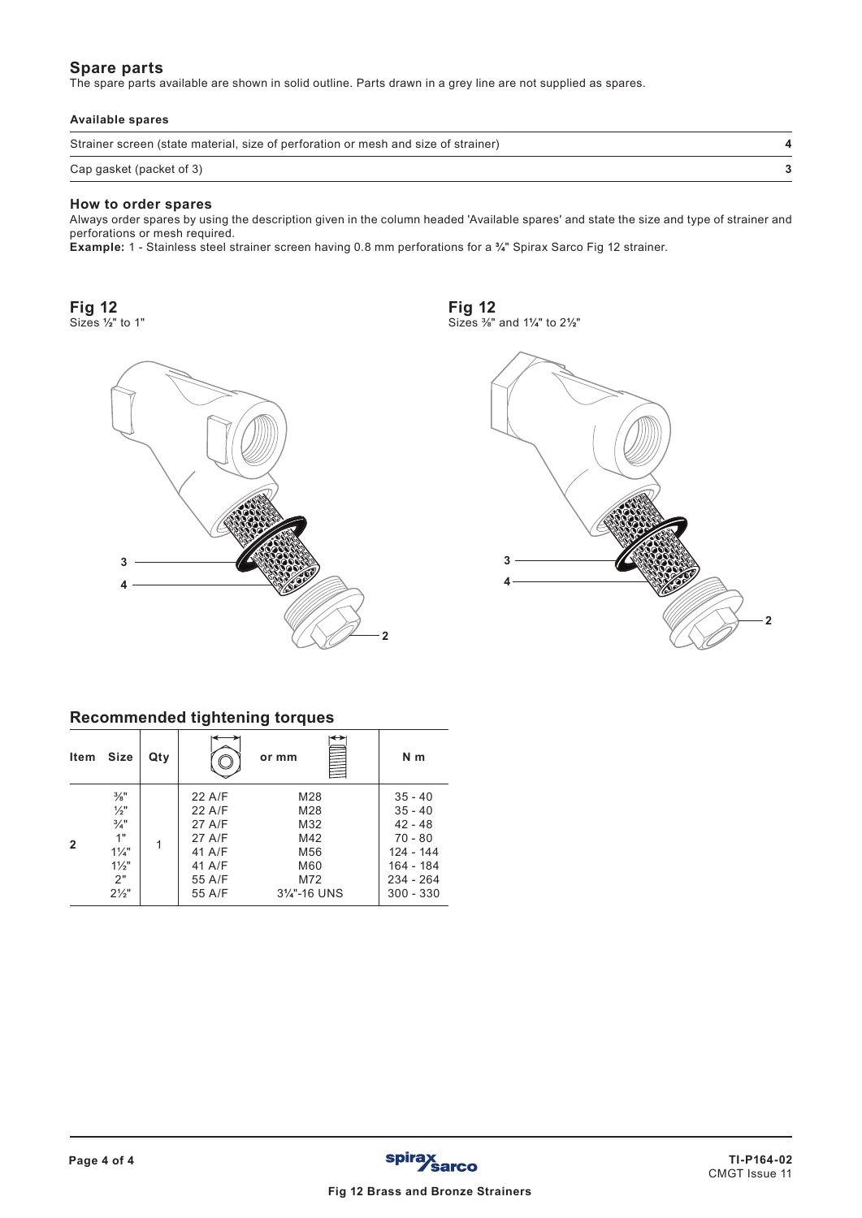## Spare parts

The spare parts available are shown in solid outline. Parts drawn in a grey line are not supplied as spares.

| Available spares | |
|---|---|
| Strainer screen (state material, size of perforation or mesh and size of strainer) | 4 |
| Cap gasket (packet of 3) | 3 |

### How to order spares

Always order spares by using the description given in the column headed 'Available spares' and state the size and type of strainer and perforations or mesh required.

**Example:** 1 - Stainless steel strainer screen having 0.8 mm perforations for a ¾" Spirax Sarco Fig 12 strainer.

**Fig 12**
Sizes ½" to 1"

3
4
2

**Fig 12**
Sizes ⅜" and 1¼" to 2½"

3
4
2

## Recommended tightening torques

| Item | Size | Qty | A/F | or mm | N m |
|---|---|---|---|---|---|
| 2 | ⅜" | 1 | 22 A/F | M28 | 35 - 40 |
| | ½" | | 22 A/F | M28 | 35 - 40 |
| | ¾" | | 27 A/F | M32 | 42 - 48 |
| | 1" | | 27 A/F | M42 | 70 - 80 |
| | 1¼" | | 41 A/F | M56 | 124 - 144 |
| | 1½" | | 41 A/F | M60 | 164 - 184 |
| | 2" | | 55 A/F | M72 | 234 - 264 |
| | 2½" | | 55 A/F | 3¼"-16 UNS | 300 - 330 |